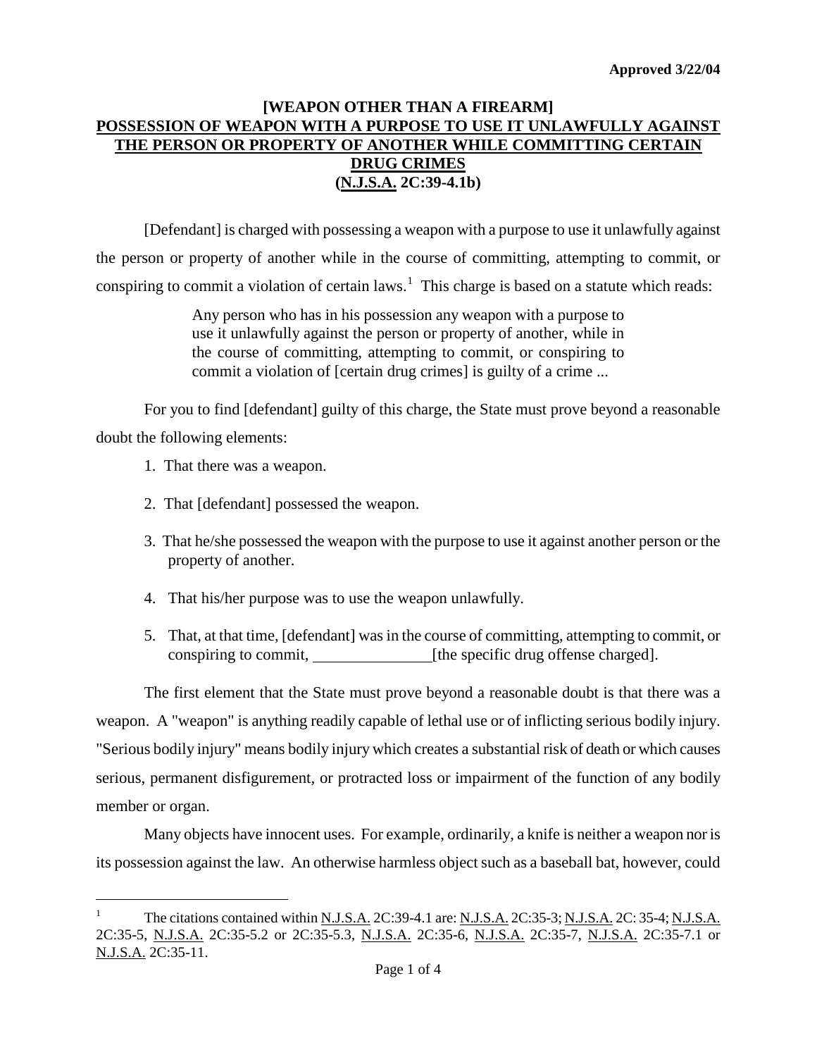**Approved 3/22/04**

## [WEAPON OTHER THAN A FIREARM] POSSESSION OF WEAPON WITH A PURPOSE TO USE IT UNLAWFULLY AGAINST THE PERSON OR PROPERTY OF ANOTHER WHILE COMMITTING CERTAIN DRUG CRIMES (N.J.S.A. 2C:39-4.1b)

[Defendant] is charged with possessing a weapon with a purpose to use it unlawfully against the person or property of another while in the course of committing, attempting to commit, or conspiring to commit a violation of certain laws.[1] This charge is based on a statute which reads:

> Any person who has in his possession any weapon with a purpose to use it unlawfully against the person or property of another, while in the course of committing, attempting to commit, or conspiring to commit a violation of [certain drug crimes] is guilty of a crime ...

For you to find [defendant] guilty of this charge, the State must prove beyond a reasonable doubt the following elements:

1. That there was a weapon.
2. That [defendant] possessed the weapon.
3. That he/she possessed the weapon with the purpose to use it against another person or the property of another.
4. That his/her purpose was to use the weapon unlawfully.
5. That, at that time, [defendant] was in the course of committing, attempting to commit, or conspiring to commit, _______________[the specific drug offense charged].

The first element that the State must prove beyond a reasonable doubt is that there was a weapon. A "weapon" is anything readily capable of lethal use or of inflicting serious bodily injury. "Serious bodily injury" means bodily injury which creates a substantial risk of death or which causes serious, permanent disfigurement, or protracted loss or impairment of the function of any bodily member or organ.

Many objects have innocent uses. For example, ordinarily, a knife is neither a weapon nor is its possession against the law. An otherwise harmless object such as a baseball bat, however, could

---

[1] The citations contained within N.J.S.A. 2C:39-4.1 are: N.J.S.A. 2C:35-3; N.J.S.A. 2C: 35-4; N.J.S.A. 2C:35-5, N.J.S.A. 2C:35-5.2 or 2C:35-5.3, N.J.S.A. 2C:35-6, N.J.S.A. 2C:35-7, N.J.S.A. 2C:35-7.1 or N.J.S.A. 2C:35-11.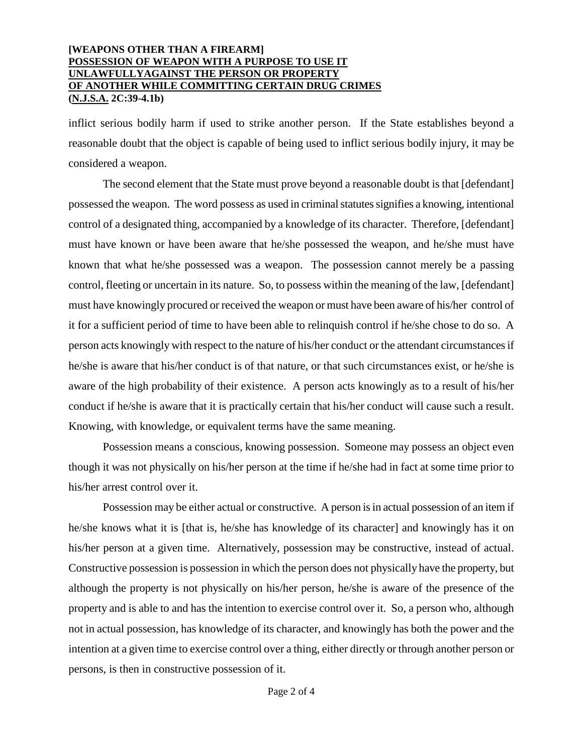inflict serious bodily harm if used to strike another person. If the State establishes beyond a reasonable doubt that the object is capable of being used to inflict serious bodily injury, it may be considered a weapon.

The second element that the State must prove beyond a reasonable doubt is that [defendant] possessed the weapon. The word possess as used in criminal statutes signifies a knowing, intentional control of a designated thing, accompanied by a knowledge of its character. Therefore, [defendant] must have known or have been aware that he/she possessed the weapon, and he/she must have known that what he/she possessed was a weapon. The possession cannot merely be a passing control, fleeting or uncertain in its nature. So, to possess within the meaning of the law, [defendant] must have knowingly procured or received the weapon or must have been aware of his/her control of it for a sufficient period of time to have been able to relinquish control if he/she chose to do so. A person acts knowingly with respect to the nature of his/her conduct or the attendant circumstances if he/she is aware that his/her conduct is of that nature, or that such circumstances exist, or he/she is aware of the high probability of their existence. A person acts knowingly as to a result of his/her conduct if he/she is aware that it is practically certain that his/her conduct will cause such a result. Knowing, with knowledge, or equivalent terms have the same meaning.

Possession means a conscious, knowing possession. Someone may possess an object even though it was not physically on his/her person at the time if he/she had in fact at some time prior to his/her arrest control over it.

Possession may be either actual or constructive. A person is in actual possession of an item if he/she knows what it is [that is, he/she has knowledge of its character] and knowingly has it on his/her person at a given time. Alternatively, possession may be constructive, instead of actual. Constructive possession is possession in which the person does not physically have the property, but although the property is not physically on his/her person, he/she is aware of the presence of the property and is able to and has the intention to exercise control over it. So, a person who, although not in actual possession, has knowledge of its character, and knowingly has both the power and the intention at a given time to exercise control over a thing, either directly or through another person or persons, is then in constructive possession of it.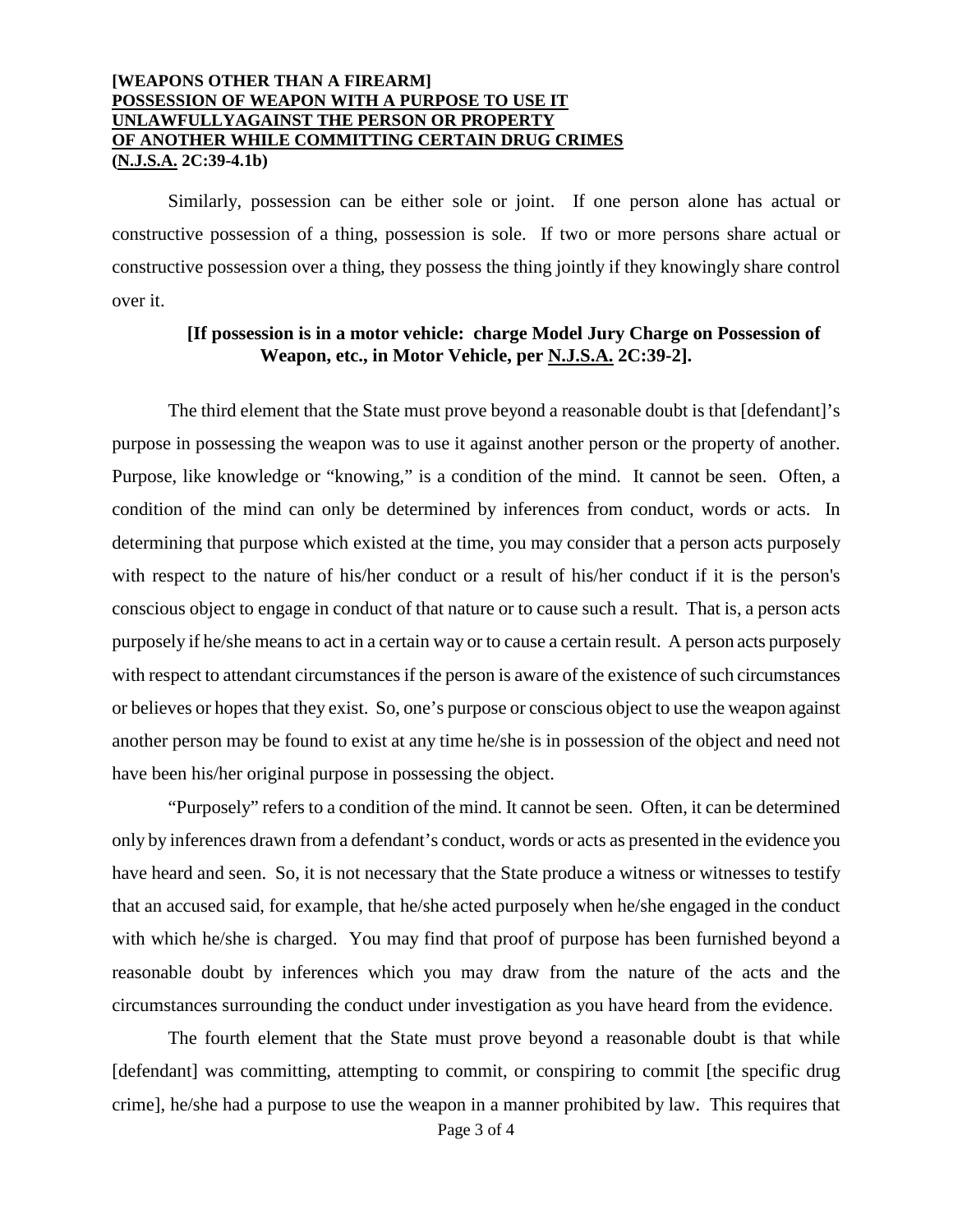**[WEAPONS OTHER THAN A FIREARM]**
**POSSESSION OF WEAPON WITH A PURPOSE TO USE IT UNLAWFULLYAGAINST THE PERSON OR PROPERTY OF ANOTHER WHILE COMMITTING CERTAIN DRUG CRIMES**
**(N.J.S.A. 2C:39-4.1b)**

Similarly, possession can be either sole or joint. If one person alone has actual or constructive possession of a thing, possession is sole. If two or more persons share actual or constructive possession over a thing, they possess the thing jointly if they knowingly share control over it.

**[If possession is in a motor vehicle: charge Model Jury Charge on Possession of Weapon, etc., in Motor Vehicle, per N.J.S.A. 2C:39-2].**

The third element that the State must prove beyond a reasonable doubt is that [defendant]'s purpose in possessing the weapon was to use it against another person or the property of another. Purpose, like knowledge or "knowing," is a condition of the mind. It cannot be seen. Often, a condition of the mind can only be determined by inferences from conduct, words or acts. In determining that purpose which existed at the time, you may consider that a person acts purposely with respect to the nature of his/her conduct or a result of his/her conduct if it is the person's conscious object to engage in conduct of that nature or to cause such a result. That is, a person acts purposely if he/she means to act in a certain way or to cause a certain result. A person acts purposely with respect to attendant circumstances if the person is aware of the existence of such circumstances or believes or hopes that they exist. So, one's purpose or conscious object to use the weapon against another person may be found to exist at any time he/she is in possession of the object and need not have been his/her original purpose in possessing the object.

"Purposely" refers to a condition of the mind. It cannot be seen. Often, it can be determined only by inferences drawn from a defendant's conduct, words or acts as presented in the evidence you have heard and seen. So, it is not necessary that the State produce a witness or witnesses to testify that an accused said, for example, that he/she acted purposely when he/she engaged in the conduct with which he/she is charged. You may find that proof of purpose has been furnished beyond a reasonable doubt by inferences which you may draw from the nature of the acts and the circumstances surrounding the conduct under investigation as you have heard from the evidence.

The fourth element that the State must prove beyond a reasonable doubt is that while [defendant] was committing, attempting to commit, or conspiring to commit [the specific drug crime], he/she had a purpose to use the weapon in a manner prohibited by law. This requires that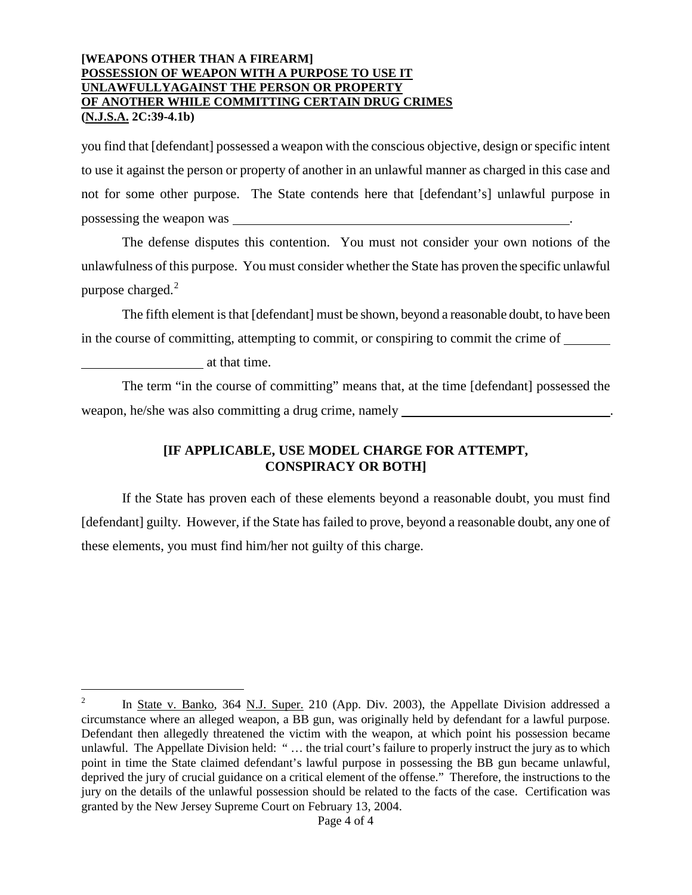you find that [defendant] possessed a weapon with the conscious objective, design or specific intent to use it against the person or property of another in an unlawful manner as charged in this case and not for some other purpose. The State contends here that [defendant's] unlawful purpose in possessing the weapon was \_\_\_\_\_\_\_\_\_\_\_\_\_\_\_\_\_\_\_\_\_\_\_\_\_\_\_\_\_\_\_\_\_\_\_\_\_\_\_\_.

The defense disputes this contention. You must not consider your own notions of the unlawfulness of this purpose. You must consider whether the State has proven the specific unlawful purpose charged.[2]

The fifth element is that [defendant] must be shown, beyond a reasonable doubt, to have been in the course of committing, attempting to commit, or conspiring to commit the crime of \_\_\_\_\_\_\_\_\_\_\_\_\_\_\_\_\_\_\_\_\_\_\_\_\_\_ at that time.

The term "in the course of committing" means that, at the time [defendant] possessed the weapon, he/she was also committing a drug crime, namely \_\_\_\_\_\_\_\_\_\_\_\_\_\_\_\_\_\_\_\_\_\_\_\_\_\_\_\_\_\_\_\_.

**[IF APPLICABLE, USE MODEL CHARGE FOR ATTEMPT, CONSPIRACY OR BOTH]**

If the State has proven each of these elements beyond a reasonable doubt, you must find [defendant] guilty. However, if the State has failed to prove, beyond a reasonable doubt, any one of these elements, you must find him/her not guilty of this charge.

---

[2] In State v. Banko, 364 N.J. Super. 210 (App. Div. 2003), the Appellate Division addressed a circumstance where an alleged weapon, a BB gun, was originally held by defendant for a lawful purpose. Defendant then allegedly threatened the victim with the weapon, at which point his possession became unlawful. The Appellate Division held: " … the trial court's failure to properly instruct the jury as to which point in time the State claimed defendant's lawful purpose in possessing the BB gun became unlawful, deprived the jury of crucial guidance on a critical element of the offense." Therefore, the instructions to the jury on the details of the unlawful possession should be related to the facts of the case. Certification was granted by the New Jersey Supreme Court on February 13, 2004.